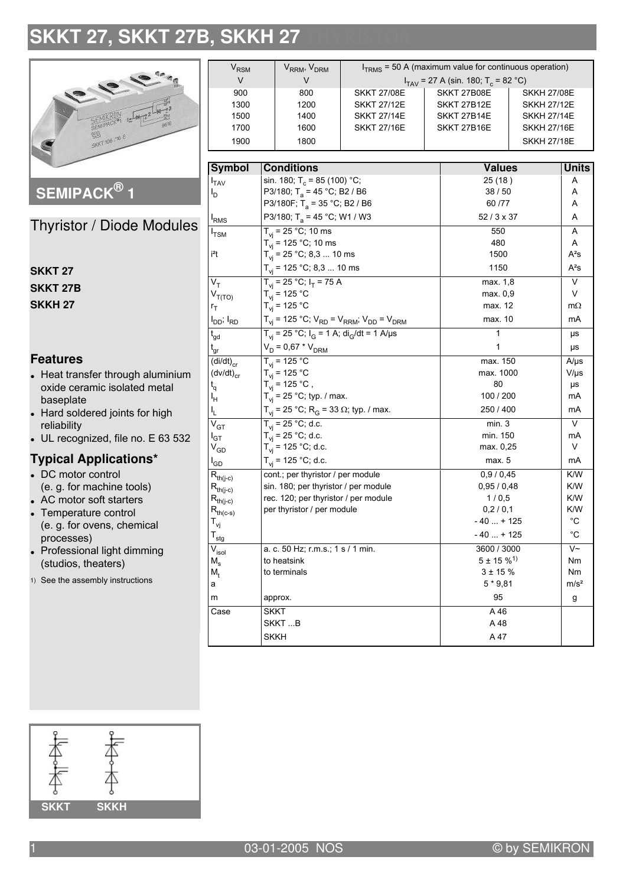# SKKT 27, SKKT 27B, SKKH 27

| $V_{RSM}$ V | $V_{RRM}$, $V_{DRM}$ V | $I_{TRMS}$ = 50 A (maximum value for continuous operation) $I_{TAV}$ = 27 A (sin. 180; $T_c$ = 82 °C) | | |
|---|---|---|---|---|
| 900 | 800 | SKKT 27/08E | SKKT 27B08E | SKKH 27/08E |
| 1300 | 1200 | SKKT 27/12E | SKKT 27B12E | SKKH 27/12E |
| 1500 | 1400 | SKKT 27/14E | SKKT 27B14E | SKKH 27/14E |
| 1700 | 1600 | SKKT 27/16E | SKKT 27B16E | SKKH 27/16E |
| 1900 | 1800 | | | SKKH 27/18E |

## SEMIPACK® 1

## Thyristor / Diode Modules

**SKKT 27**

**SKKT 27B**

**SKKH 27**

| Symbol | Conditions | Values | Units |
|---|---|---|---|
| $I_{TAV}$ | sin. 180; $T_c$ = 85 (100) °C; | 25 (18 ) | A |
| $I_D$ | P3/180; $T_a$ = 45 °C; B2 / B6 | 38 / 50 | A |
| | P3/180F; $T_a$ = 35 °C; B2 / B6 | 60 /77 | A |
| $I_{RMS}$ | P3/180; $T_a$ = 45 °C; W1 / W3 | 52 / 3 x 37 | A |
| $I_{TSM}$ | $T_{vj}$ = 25 °C; 10 ms | 550 | A |
| | $T_{vj}$ = 125 °C; 10 ms | 480 | A |
| i²t | $T_{vj}$ = 25 °C; 8,3 ... 10 ms | 1500 | A²s |
| | $T_{vj}$ = 125 °C; 8,3 ... 10 ms | 1150 | A²s |
| $V_T$ | $T_{vj}$ = 25 °C; $I_T$ = 75 A | max. 1,8 | V |
| $V_{T(TO)}$ | $T_{vj}$ = 125 °C | max. 0,9 | V |
| $r_T$ | $T_{vj}$ = 125 °C | max. 12 | mΩ |
| $I_{DD}$; $I_{RD}$ | $T_{vj}$ = 125 °C; $V_{RD}$ = $V_{RRM}$; $V_{DD}$ = $V_{DRM}$ | max. 10 | mA |
| $t_{gd}$ | $T_{vj}$ = 25 °C; $I_G$ = 1 A; $di_G/dt$ = 1 A/µs | 1 | µs |
| $t_{gr}$ | $V_D$ = 0,67 * $V_{DRM}$ | 1 | µs |
| $(di/dt)_{cr}$ | $T_{vj}$ = 125 °C | max. 150 | A/µs |
| $(dv/dt)_{cr}$ | $T_{vj}$ = 125 °C | max. 1000 | V/µs |
| $t_q$ | $T_{vj}$ = 125 °C , | 80 | µs |
| $I_H$ | $T_{vj}$ = 25 °C; typ. / max. | 100 / 200 | mA |
| $I_L$ | $T_{vj}$ = 25 °C; $R_G$ = 33 Ω; typ. / max. | 250 / 400 | mA |
| $V_{GT}$ | $T_{vj}$ = 25 °C; d.c. | min. 3 | V |
| $I_{GT}$ | $T_{vj}$ = 25 °C; d.c. | min. 150 | mA |
| $V_{GD}$ | $T_{vj}$ = 125 °C; d.c. | max. 0,25 | V |
| $I_{GD}$ | $T_{vj}$ = 125 °C; d.c. | max. 5 | mA |
| $R_{th(j-c)}$ | cont.; per thyristor / per module | 0,9 / 0,45 | K/W |
| $R_{th(j-c)}$ | sin. 180; per thyristor / per module | 0,95 / 0,48 | K/W |
| $R_{th(j-c)}$ | rec. 120; per thyristor / per module | 1 / 0,5 | K/W |
| $R_{th(c-s)}$ | per thyristor / per module | 0,2 / 0,1 | K/W |
| $T_{vj}$ | | - 40 ... + 125 | °C |
| $T_{stg}$ | | - 40 ... + 125 | °C |
| $V_{isol}$ | a. c. 50 Hz; r.m.s.; 1 s / 1 min. | 3600 / 3000 | V~ |
| $M_s$ | to heatsink | 5 ± 15 %[1)] | Nm |
| $M_t$ | to terminals | 3 ± 15 % | Nm |
| a | | 5 * 9,81 | m/s² |
| m | approx. | 95 | g |
| Case | SKKT | A 46 | |
| | SKKT ...B | A 48 | |
| | SKKH | A 47 | |

## Features

- Heat transfer through aluminium oxide ceramic isolated metal baseplate
- Hard soldered joints for high reliability
- UL recognized, file no. E 63 532

## Typical Applications*

- DC motor control (e. g. for machine tools)
- AC motor soft starters
- Temperature control (e. g. for ovens, chemical processes)
- Professional light dimming (studios, theaters)

1) See the assembly instructions

SKKT SKKH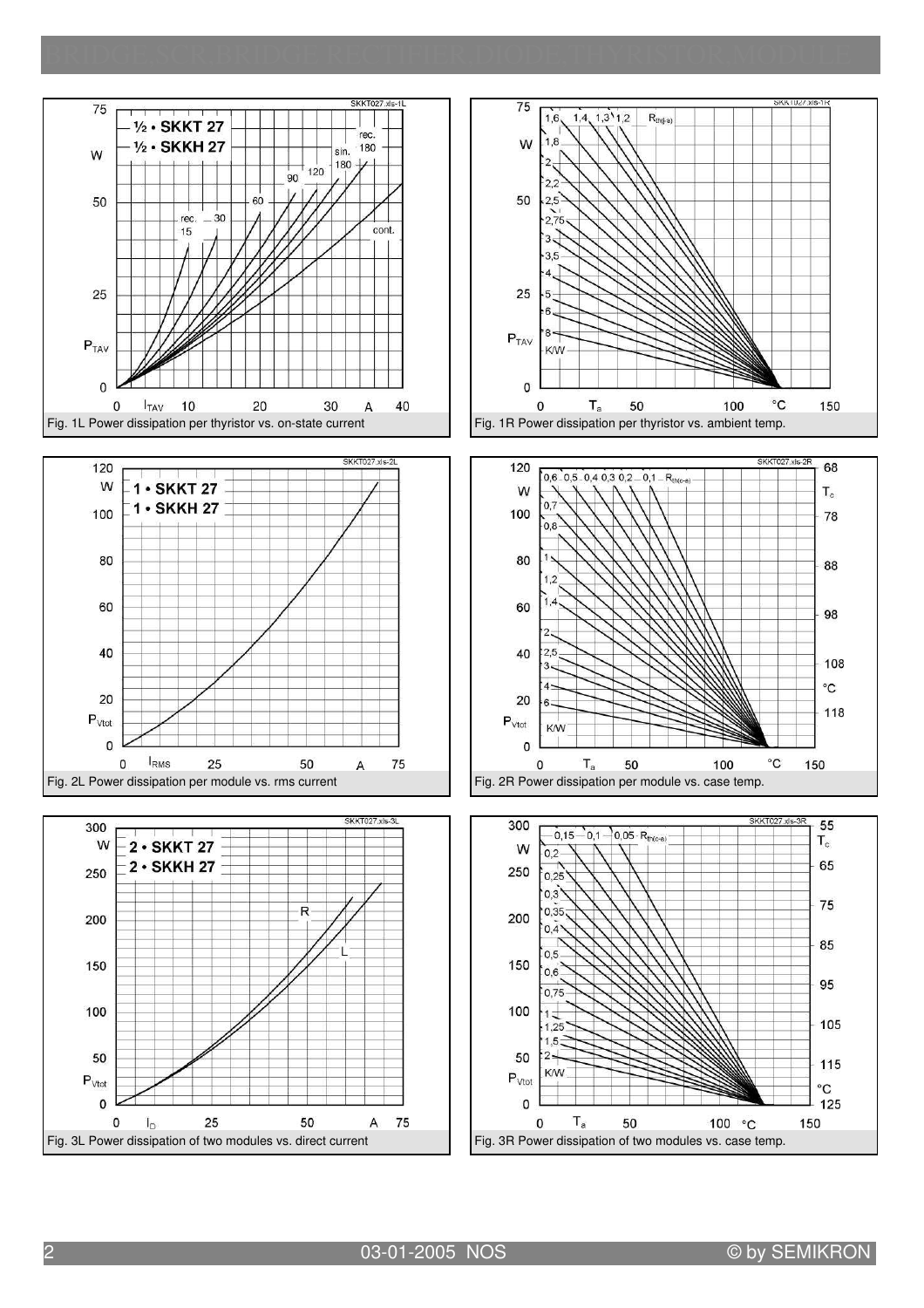SKKT027.xls-1L

½ • SKKT 27
½ • SKKH 27

75
W
50
25
$P_{TAV}$
0

rec. 180
sin. 180
120
90
60
rec. 15
30
cont.

0 $I_{TAV}$ 10 20 30 A 40

Fig. 1L Power dissipation per thyristor vs. on-state current

SKKT027.xls-1R

75
W
50
25
$P_{TAV}$
0

1,6 1,4 1,3 1,2 $R_{th(j-a)}$
1,8
2
2,2
2,5
2,75
3
3,5
4
5
6
8
K/W

0 $T_a$ 50 100 °C 150

Fig. 1R Power dissipation per thyristor vs. ambient temp.

SKKT027.xls-2L

1 • SKKT 27
1 • SKKH 27

120
W
100
80
60
40
20
$P_{Vtot}$
0

0 $I_{RMS}$ 25 50 A 75

Fig. 2L Power dissipation per module vs. rms current

SKKT027.xls-2R

120
W
100
80
60
40
20
$P_{Vtot}$
0

0,6 0,5 0,4 0,3 0,2 0,1 $R_{th(c-a)}$
0,7
0,8
1
1,2
1,4
2
2,5
3
4
6
K/W

68
$T_c$
78
88
98
108
°C
118

0 $T_a$ 50 100 °C 150

Fig. 2R Power dissipation per module vs. case temp.

SKKT027.xls-3L

2 • SKKT 27
2 • SKKH 27

300
W
250
200
150
100
50
$P_{Vtot}$
0

R
L

0 $I_D$ 25 50 A 75

Fig. 3L Power dissipation of two modules vs. direct current

SKKT027.xls-3R

300
W
250
200
150
100
50
$P_{Vtot}$
0

0,15 0,1 0,05 $R_{th(c-a)}$
0,2
0,25
0,3
0,35
0,4
0,5
0,6
0,75
1
1,25
1,5
2
K/W

55
$T_c$
65
75
85
95
105
115
°C
125

0 $T_a$ 50 100 °C 150

Fig. 3R Power dissipation of two modules vs. case temp.

03-01-2005 NOS © by SEMIKRON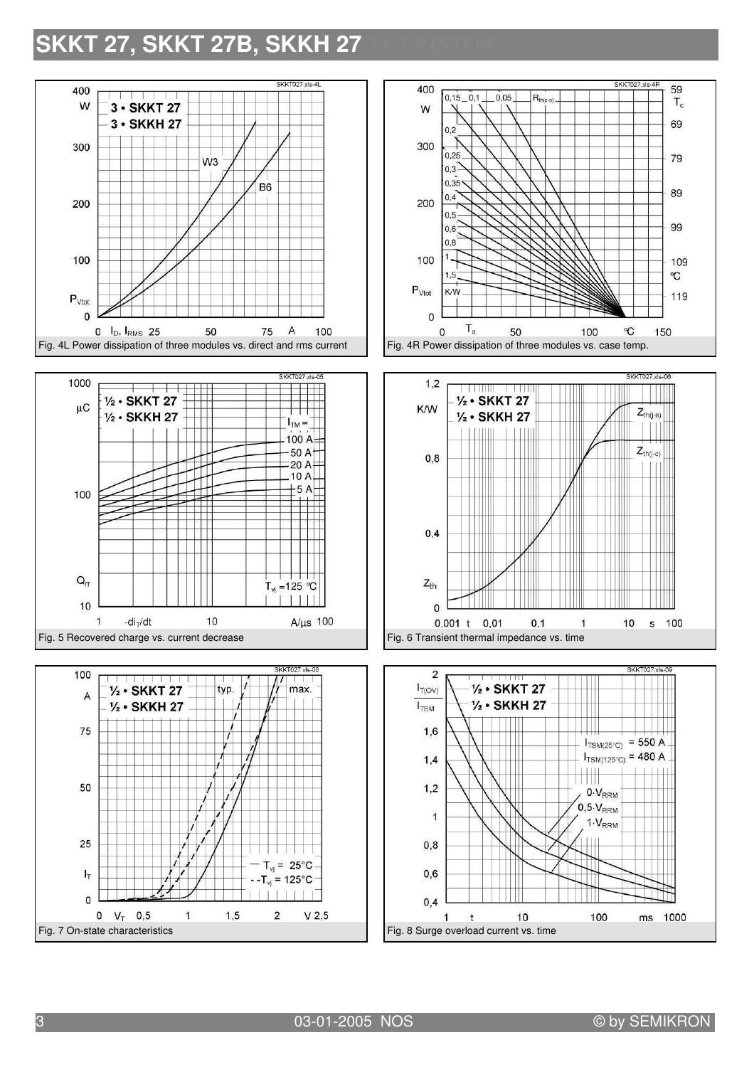Fig. 4L Power dissipation of three modules vs. direct and rms current

Fig. 4R Power dissipation of three modules vs. case temp.

Fig. 5 Recovered charge vs. current decrease

Fig. 6 Transient thermal impedance vs. time

Fig. 7 On-state characteristics

Fig. 8 Surge overload current vs. time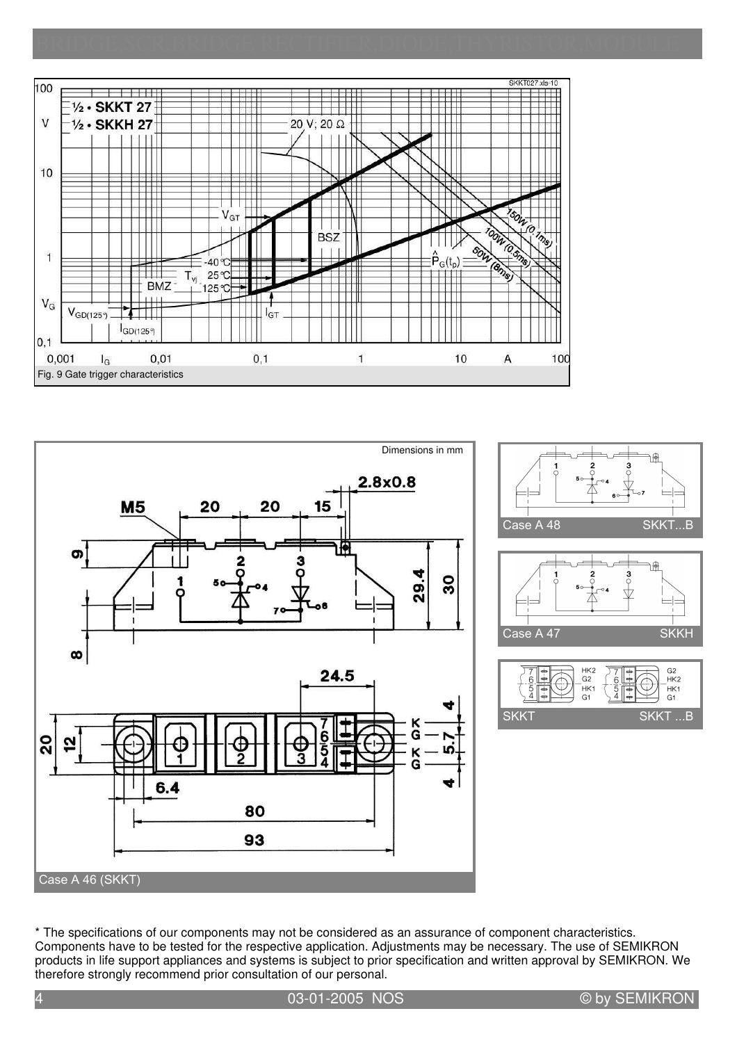SKKT027.xls-10

½ • SKKT 27

½ • SKKH 27

20 V; 20 Ω

$V_{GT}$

BSZ

-40°C

$T_{vj}$ 25°C

125°C

BMZ

$\hat{P}_G(t_p)$

150W (0,1ms)

100W (0,5ms)

50W (8ms)

$I_{GT}$

$V_{GD(125°)}$

$I_{GD(125°)}$

100

V

10

1

$V_G$

0,1

0,001 $I_G$ 0,01 0,1 1 10 A 100

Fig. 9 Gate trigger characteristics

Dimensions in mm

M5

20 20 15

2.8x0.8

9

29.4

30

8

24.5

7 6 5 4

K G K G

4

5.7

4

20

12

6.4

80

93

Case A 46 (SKKT)

Case A 48 SKKT...B

Case A 47 SKKH

HK2 G2 HK1 G1

G2 HK2 HK1 G1

SKKT SKKT ...B

* The specifications of our components may not be considered as an assurance of component characteristics. Components have to be tested for the respective application. Adjustments may be necessary. The use of SEMIKRON products in life support appliances and systems is subject to prior specification and written approval by SEMIKRON. We therefore strongly recommend prior consultation of our personal.